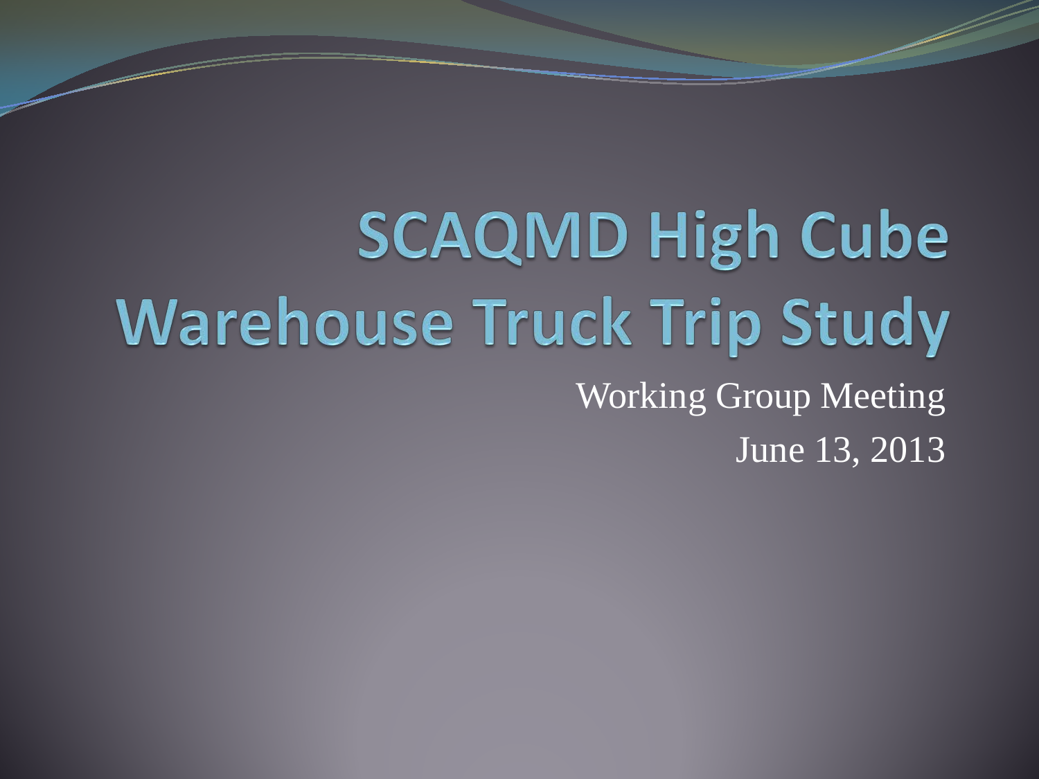# SCAQMD High Cube Warehouse Truck Trip Study

Working Group Meeting

June 13, 2013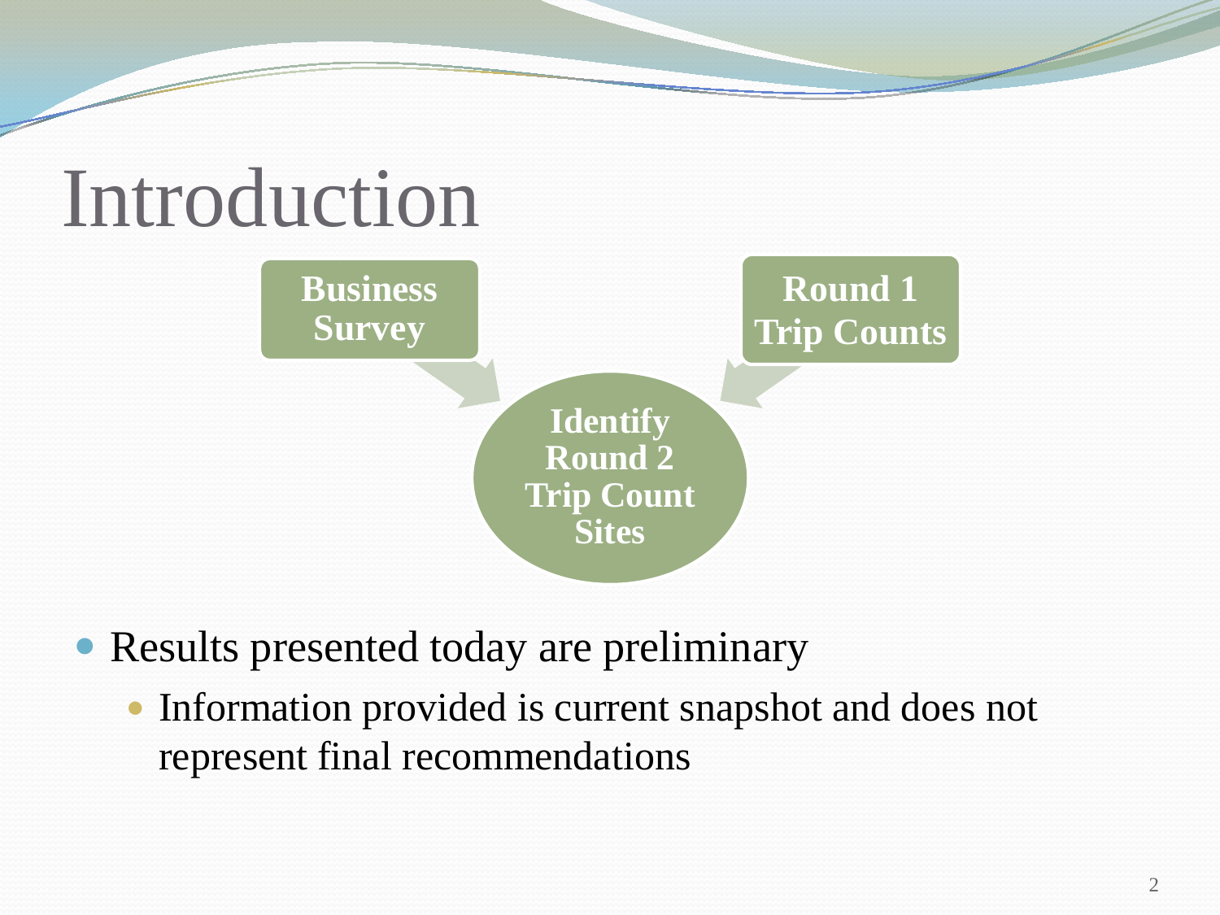# Introduction

**Business Survey**

**Round 1 Trip Counts**

**Identify Round 2 Trip Count Sites**

- Results presented today are preliminary
  - Information provided is current snapshot and does not represent final recommendations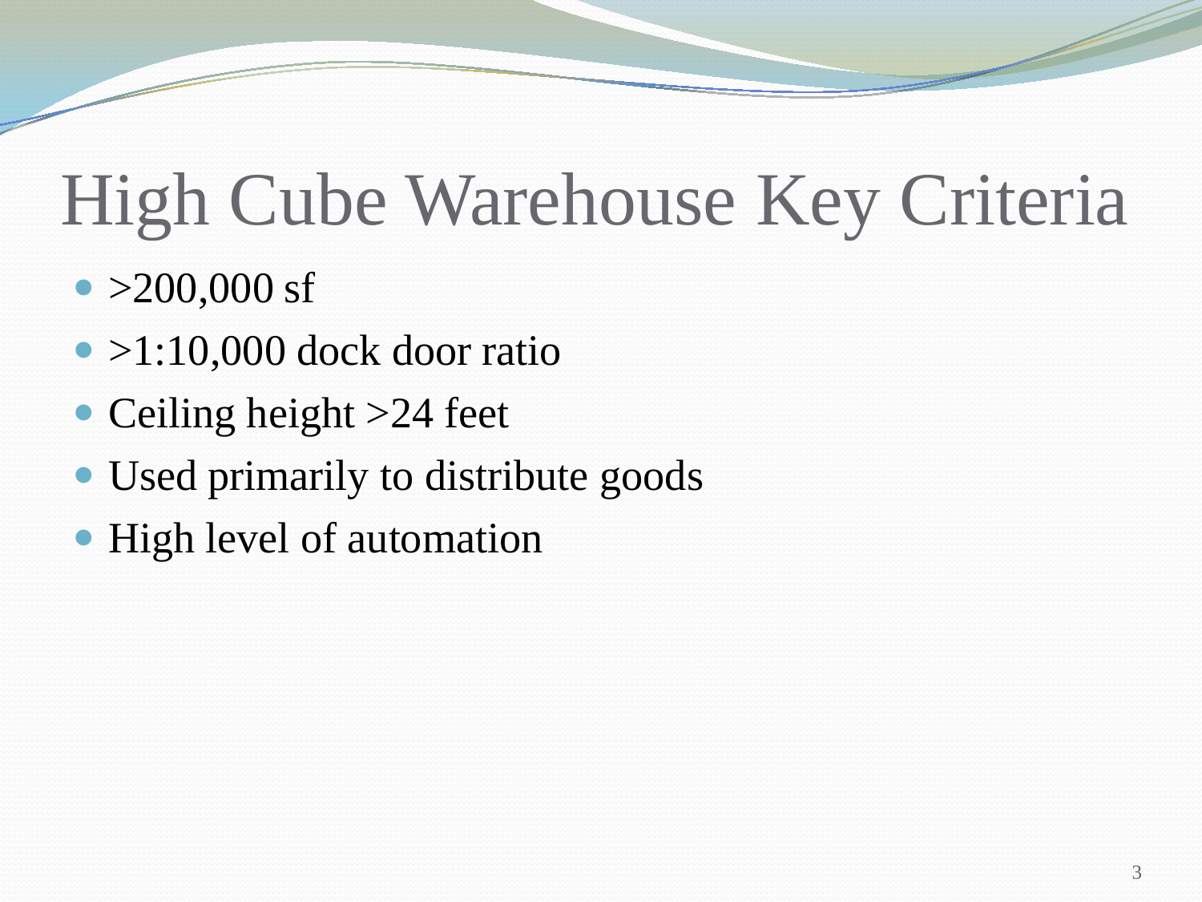# High Cube Warehouse Key Criteria

- >200,000 sf
- >1:10,000 dock door ratio
- Ceiling height >24 feet
- Used primarily to distribute goods
- High level of automation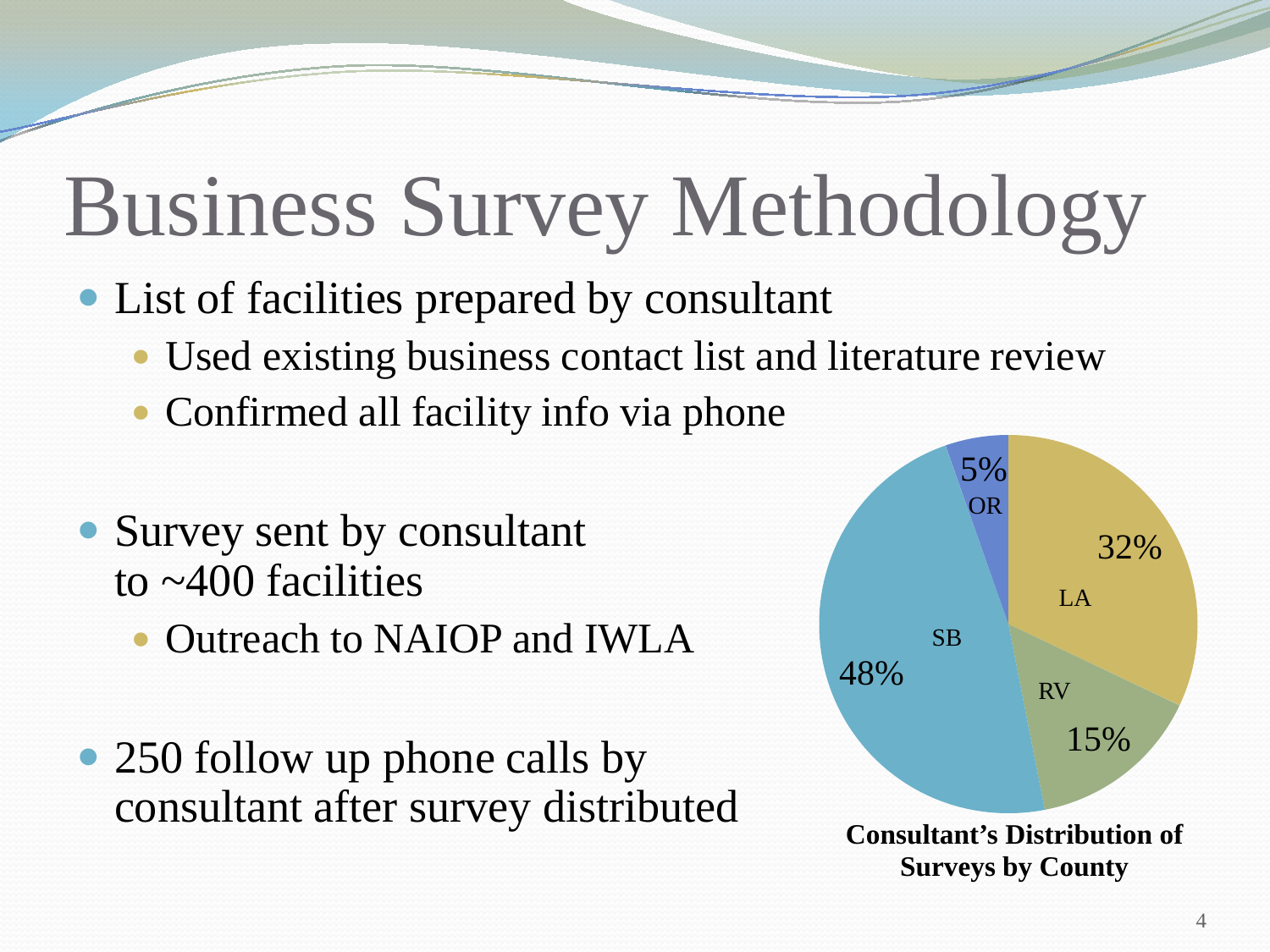# Business Survey Methodology

- List of facilities prepared by consultant
  - Used existing business contact list and literature review
  - Confirmed all facility info via phone
- Survey sent by consultant to ~400 facilities
  - Outreach to NAIOP and IWLA
- 250 follow up phone calls by consultant after survey distributed

| County | Share |
| --- | --- |
| LA | 32% |
| RV | 15% |
| SB | 48% |
| OR | 5% |

**Consultant's Distribution of Surveys by County**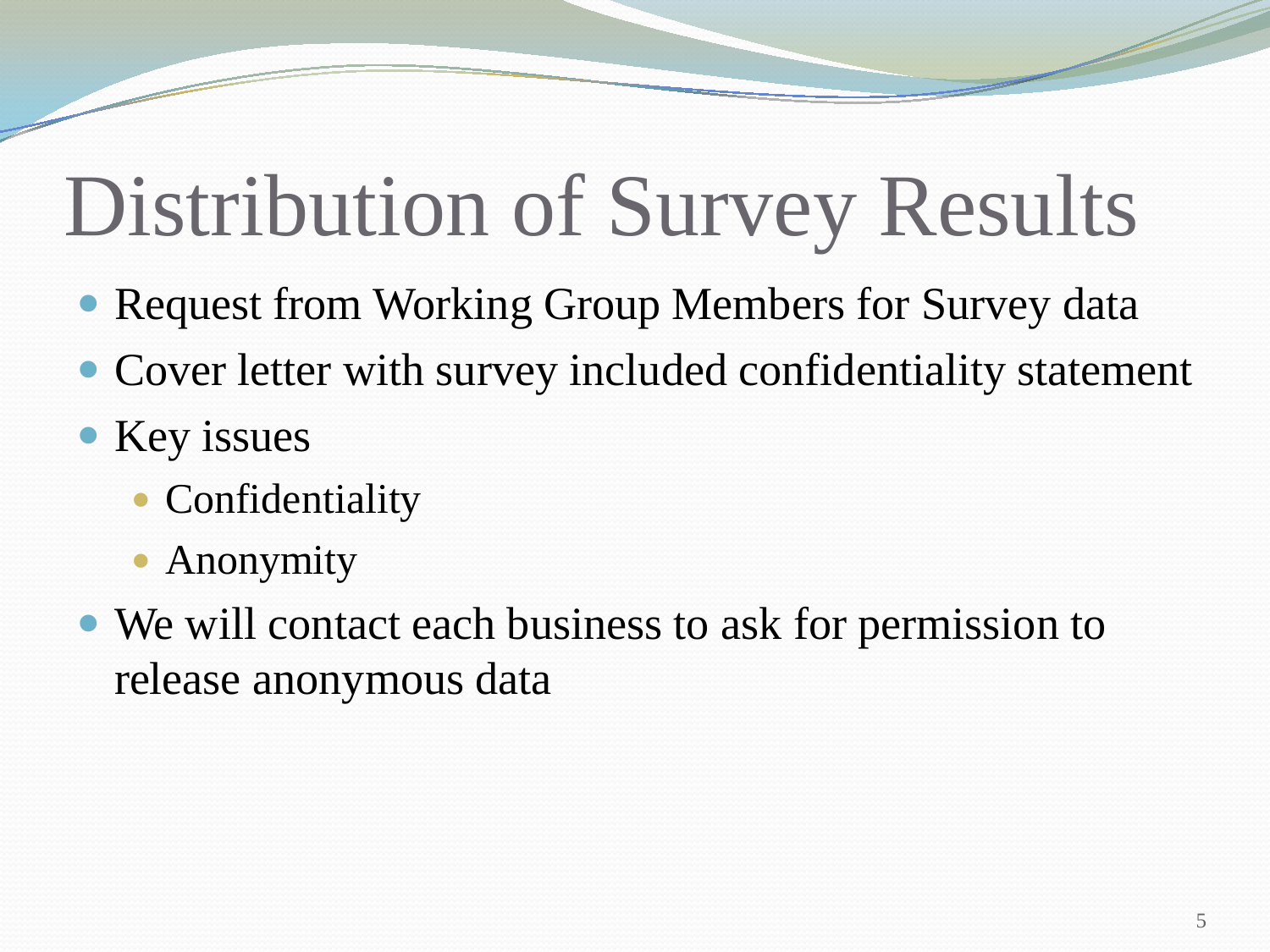# Distribution of Survey Results

- Request from Working Group Members for Survey data
- Cover letter with survey included confidentiality statement
- Key issues
  - Confidentiality
  - Anonymity
- We will contact each business to ask for permission to release anonymous data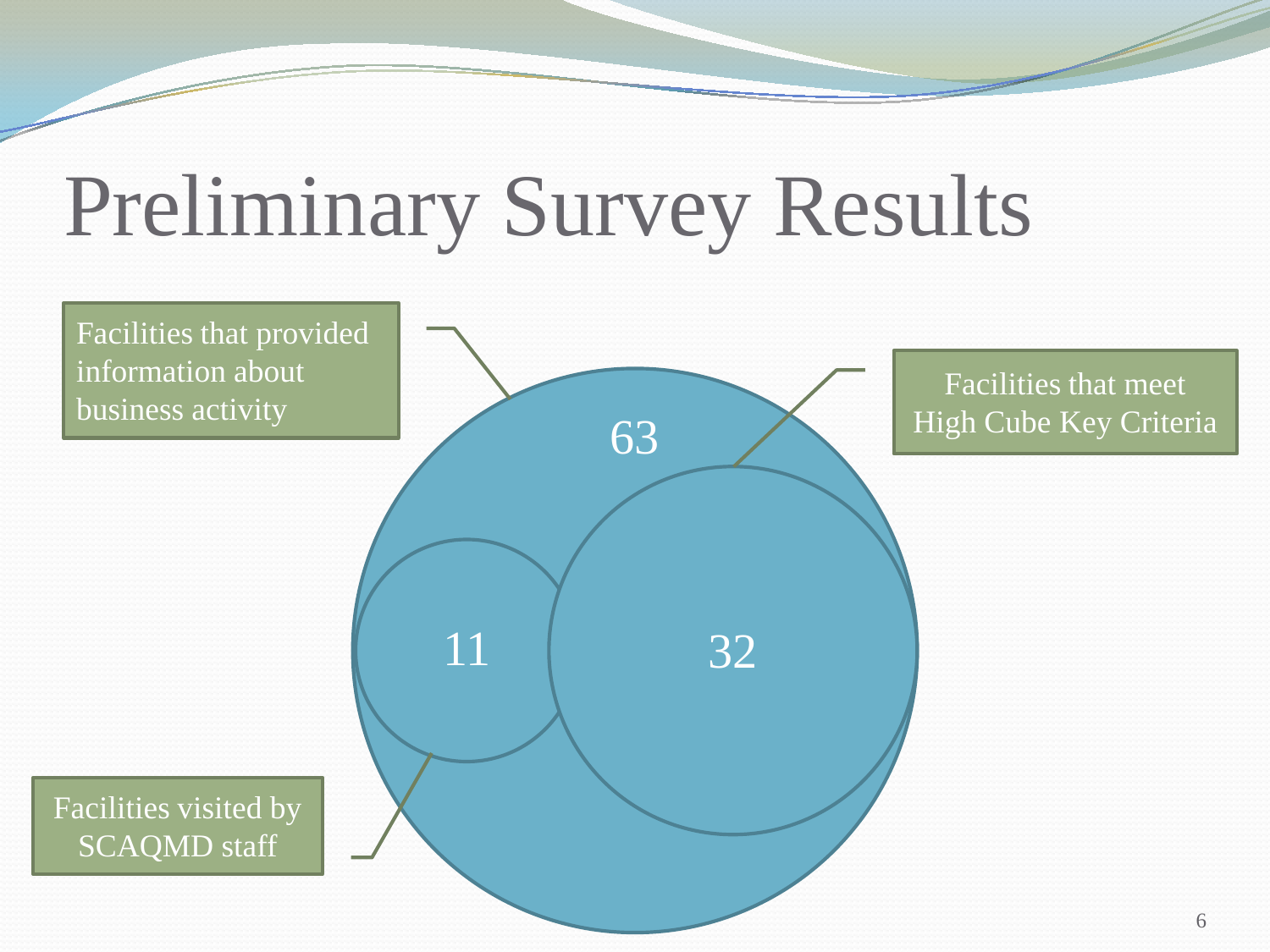# Preliminary Survey Results

Facilities that provided information about business activity

63

Facilities that meet High Cube Key Criteria

11

32

Facilities visited by SCAQMD staff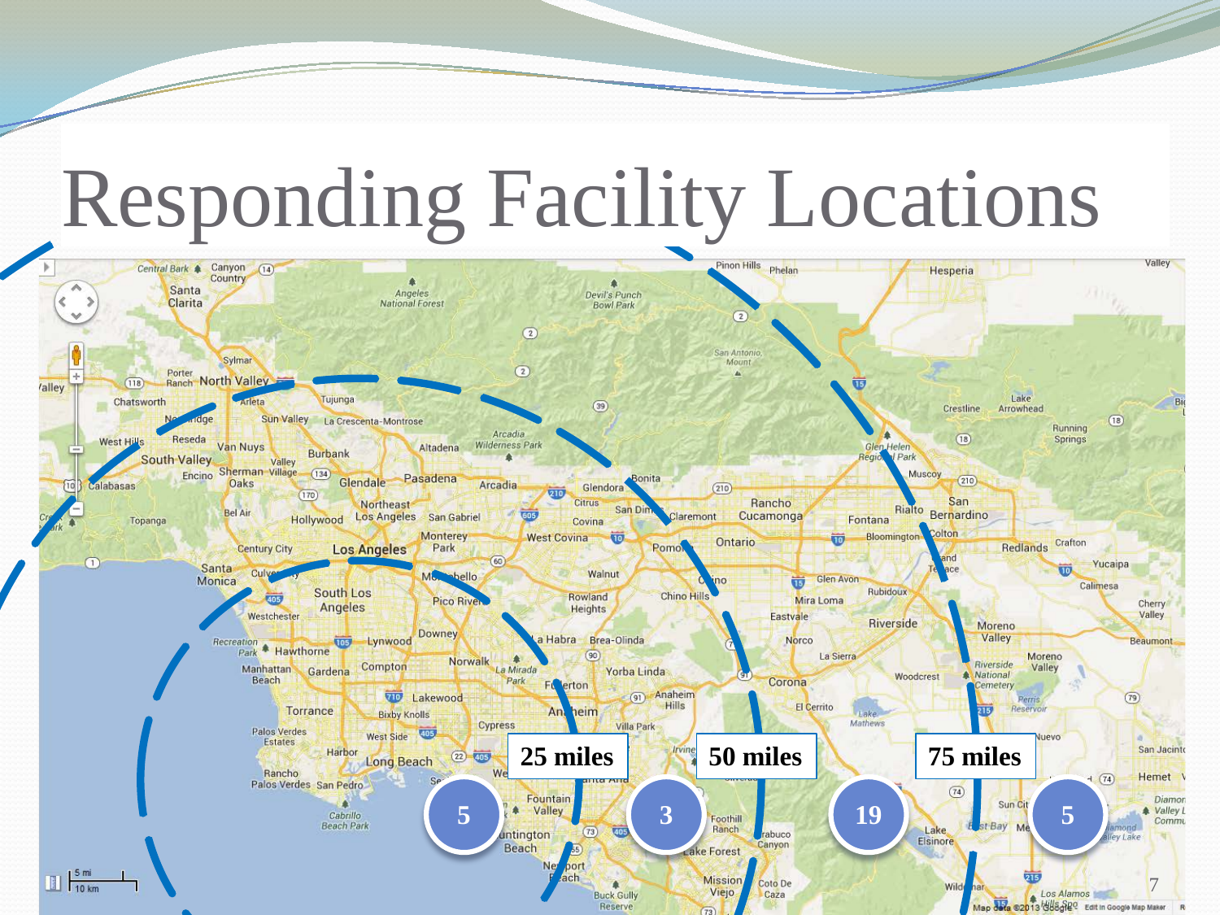# Responding Facility Locations

25 miles

50 miles

75 miles

5

3

19

5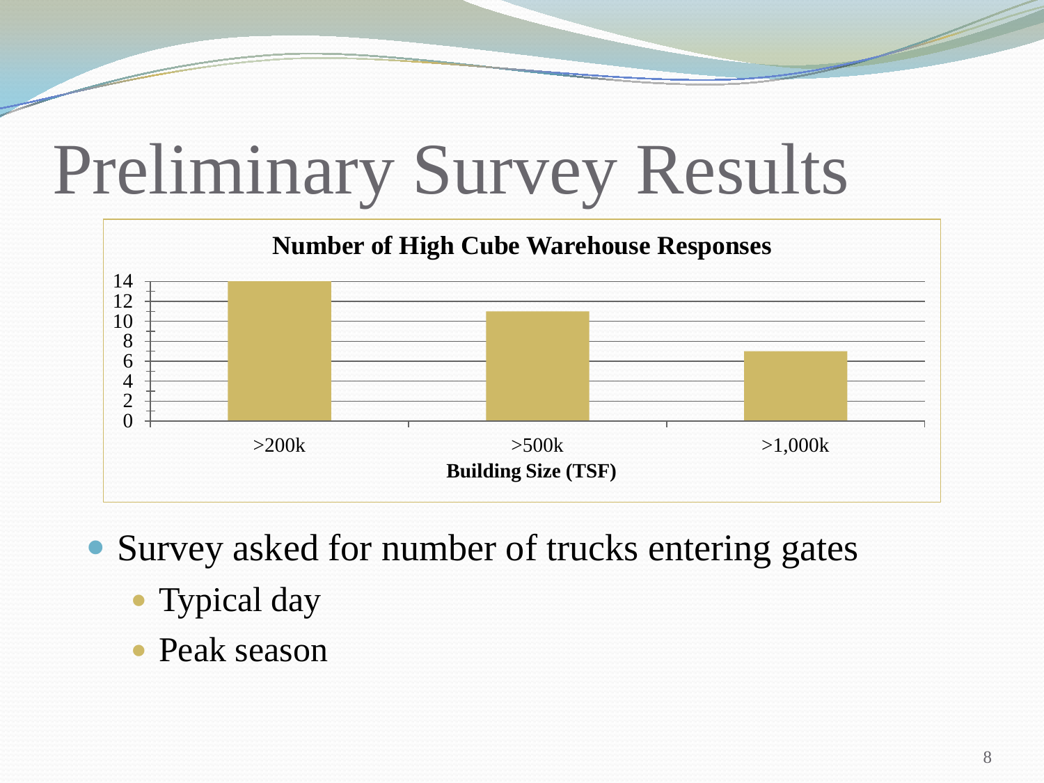# Preliminary Survey Results

**Number of High Cube Warehouse Responses**

| Building Size (TSF) | Responses |
| --- | --- |
| >200k | 14 |
| >500k | 11 |
| >1,000k | 7 |

- Survey asked for number of trucks entering gates
  - Typical day
  - Peak season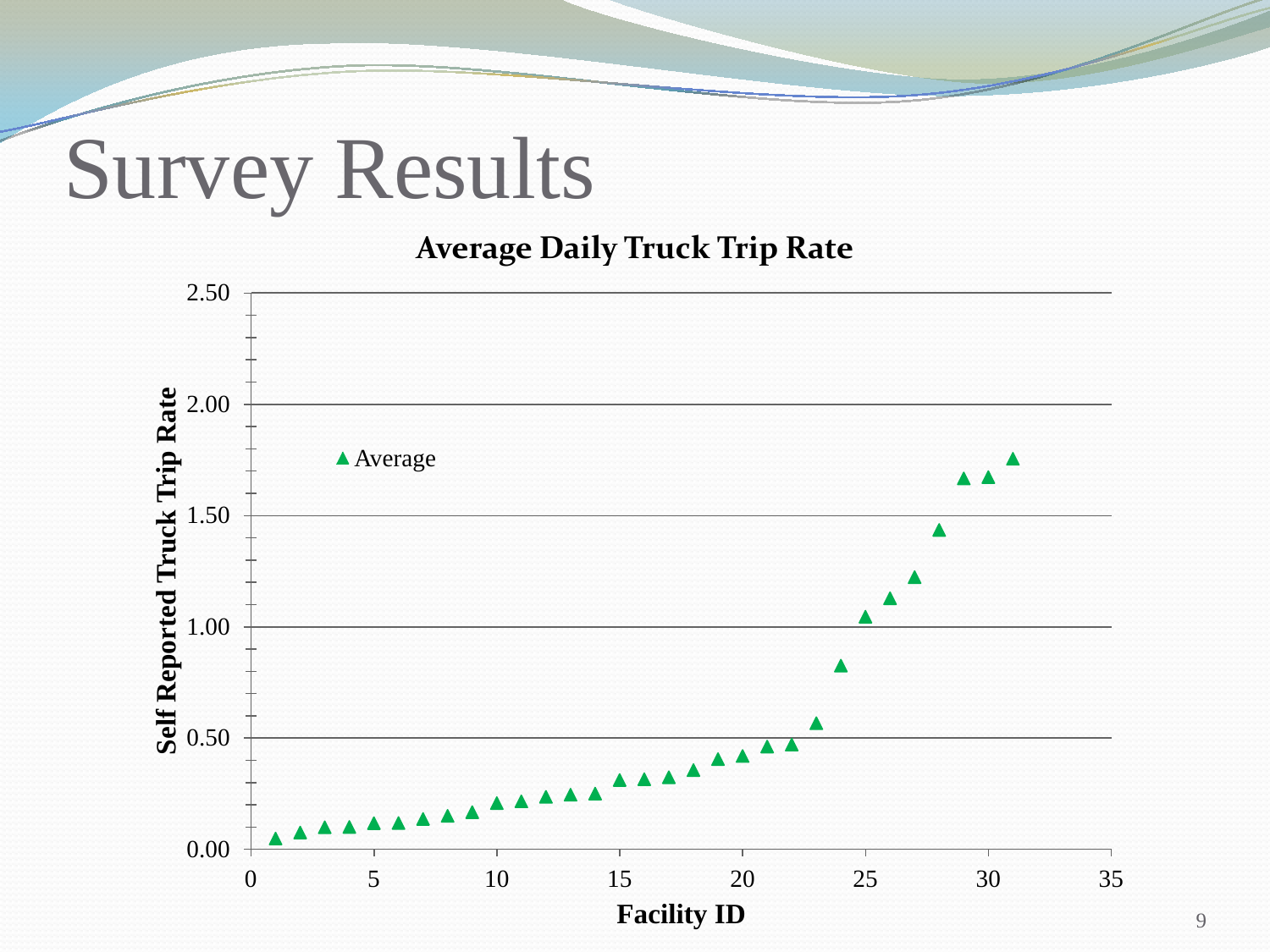# Survey Results

**Average Daily Truck Trip Rate**

Self Reported Truck Trip Rate

2.50

2.00

1.50

1.00

0.50

0.00

▲ Average

0 5 10 15 20 25 30 35

**Facility ID**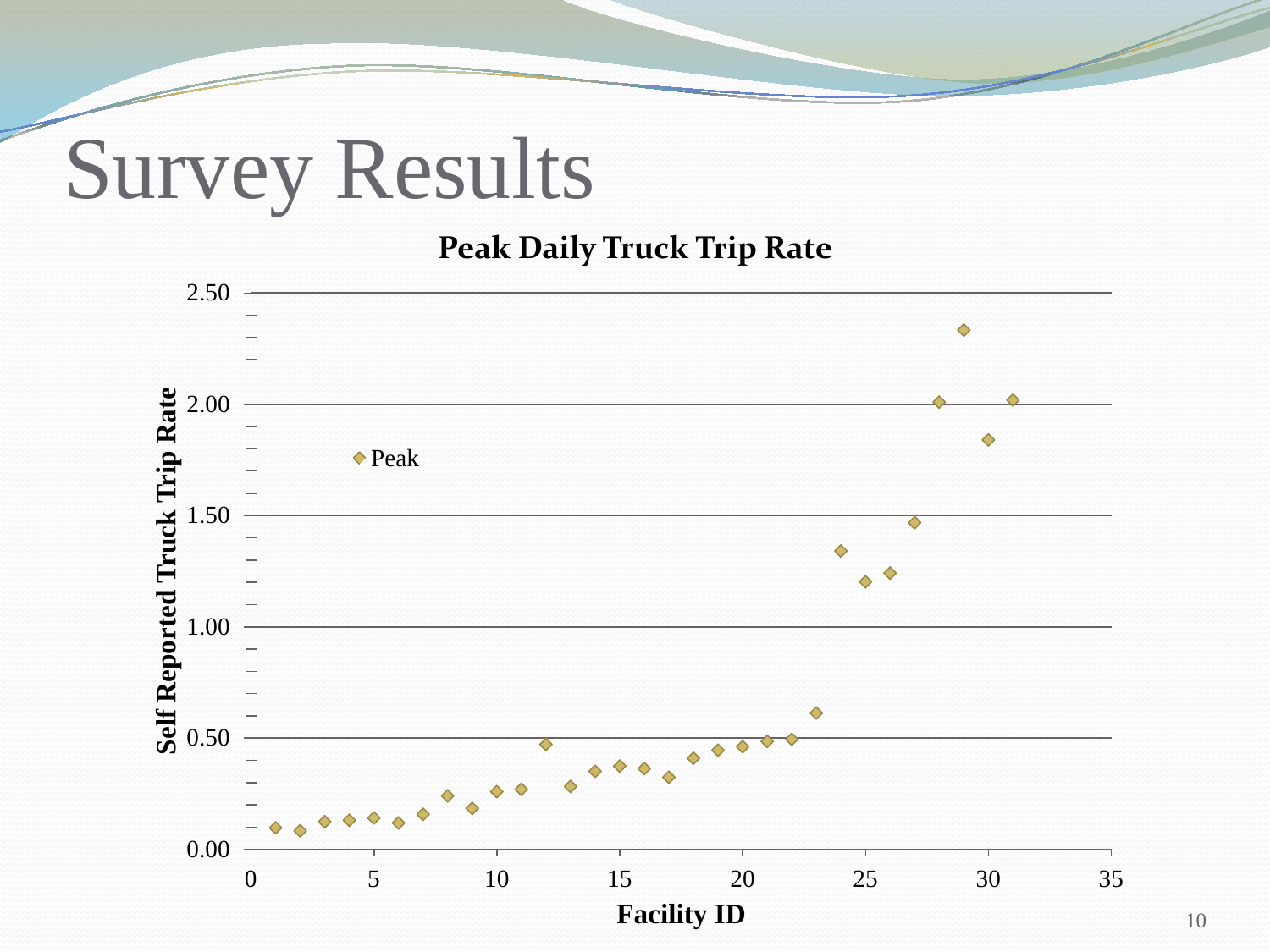# Survey Results

**Peak Daily Truck Trip Rate**

Self Reported Truck Trip Rate

Facility ID

◆ Peak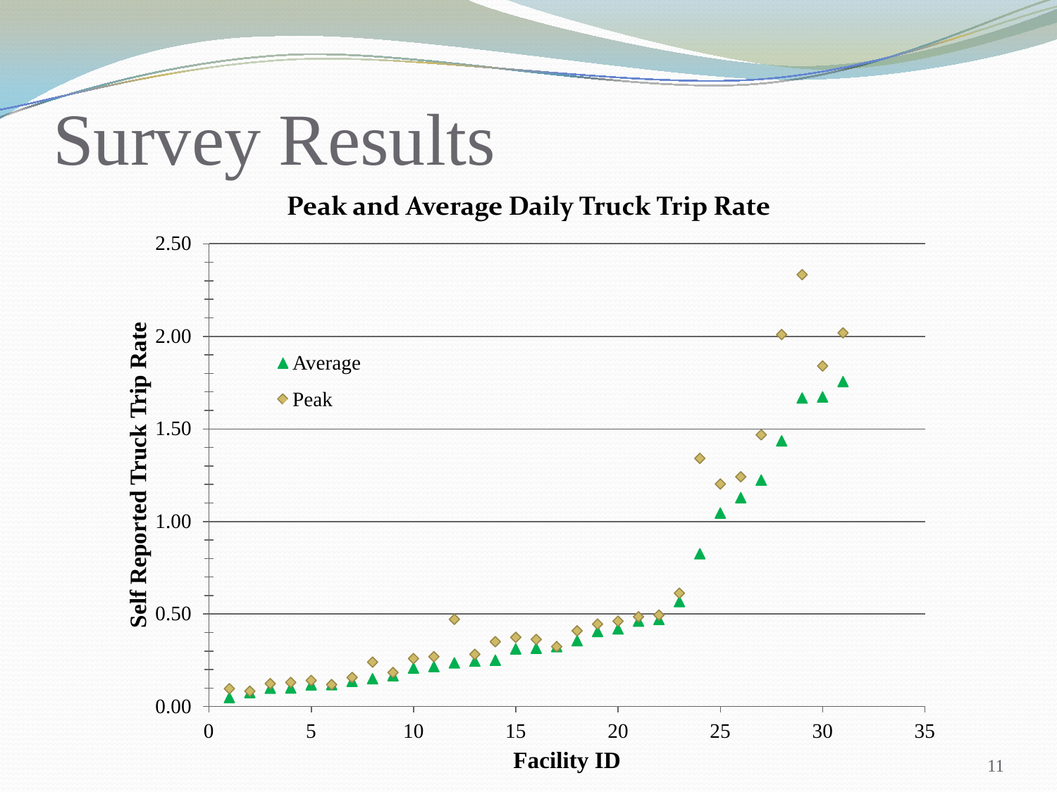# Survey Results

**Peak and Average Daily Truck Trip Rate**

Self Reported Truck Trip Rate

Facility ID

- ▲ Average
- ◆ Peak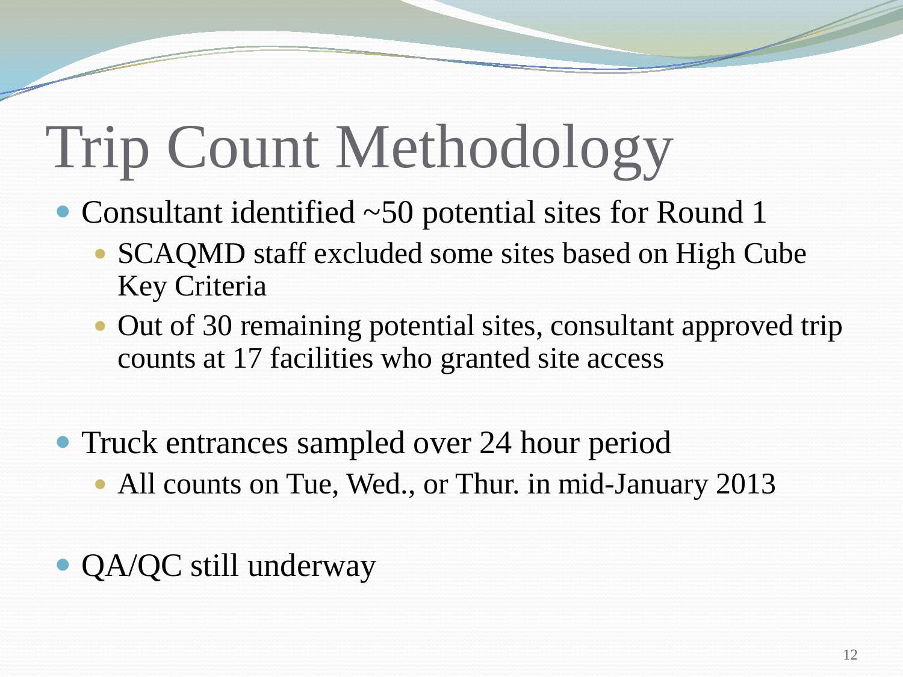# Trip Count Methodology

- Consultant identified ~50 potential sites for Round 1
  - SCAQMD staff excluded some sites based on High Cube Key Criteria
  - Out of 30 remaining potential sites, consultant approved trip counts at 17 facilities who granted site access

- Truck entrances sampled over 24 hour period
  - All counts on Tue, Wed., or Thur. in mid-January 2013

- QA/QC still underway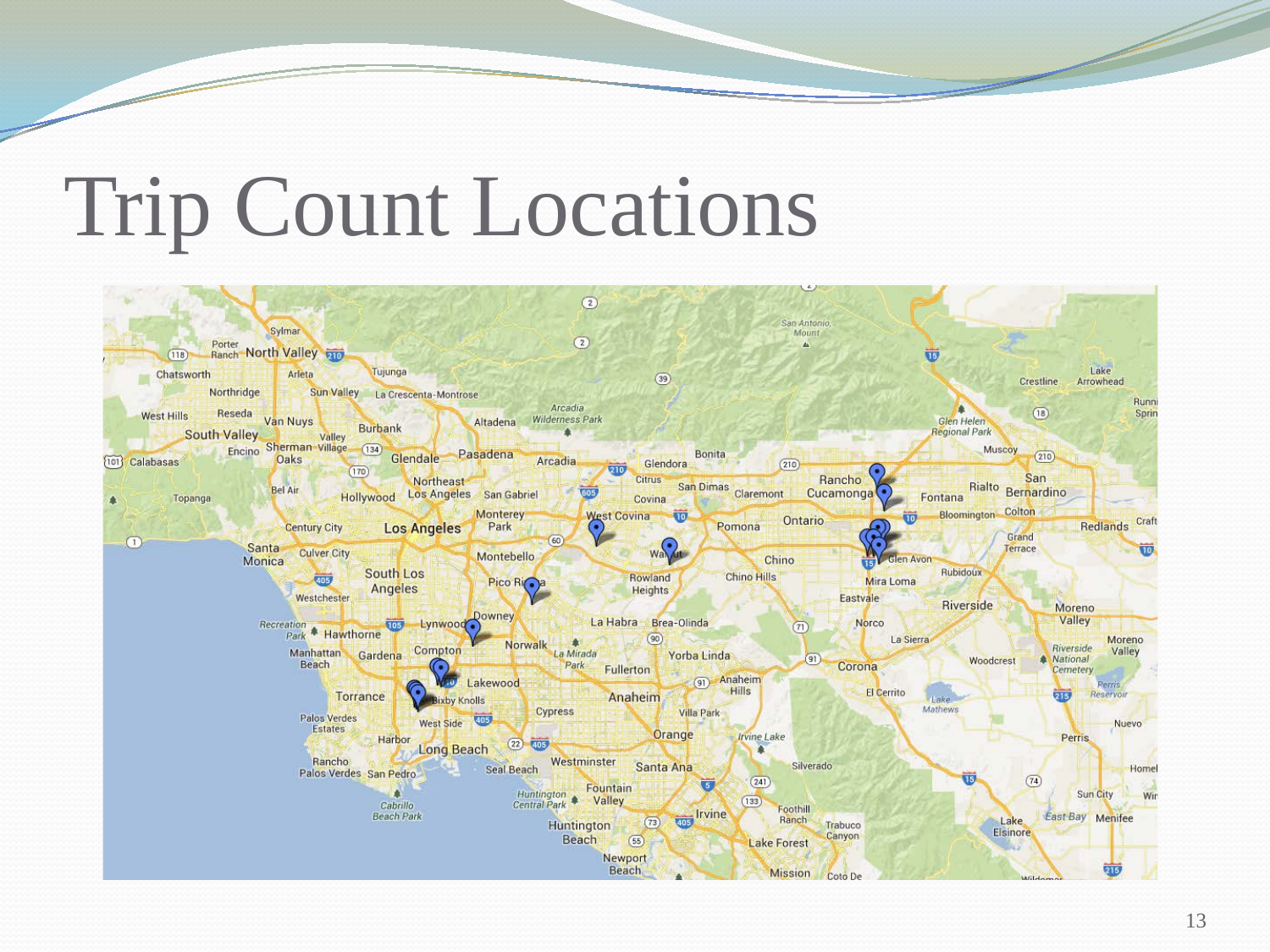# Trip Count Locations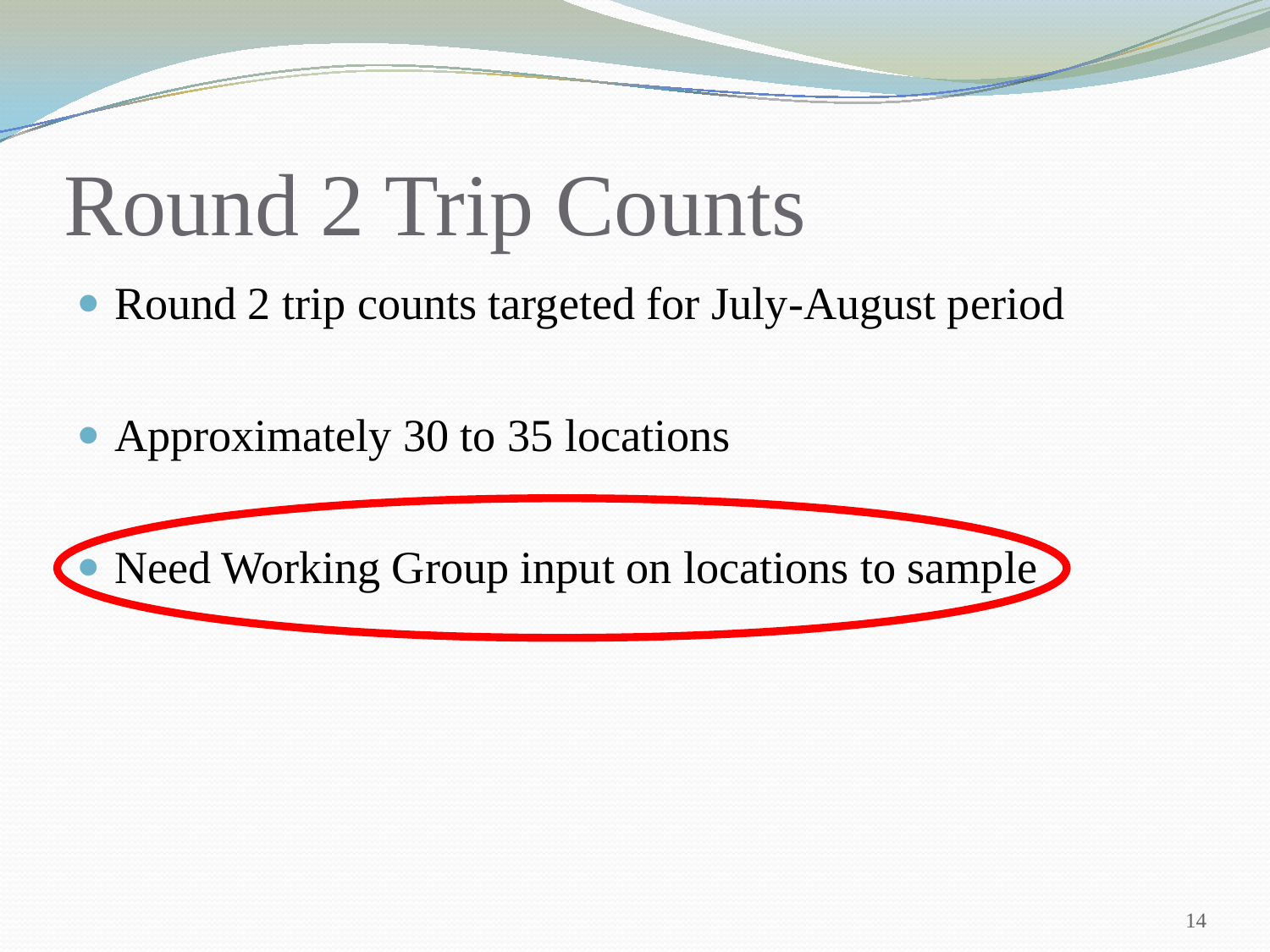# Round 2 Trip Counts

- Round 2 trip counts targeted for July-August period
- Approximately 30 to 35 locations
- Need Working Group input on locations to sample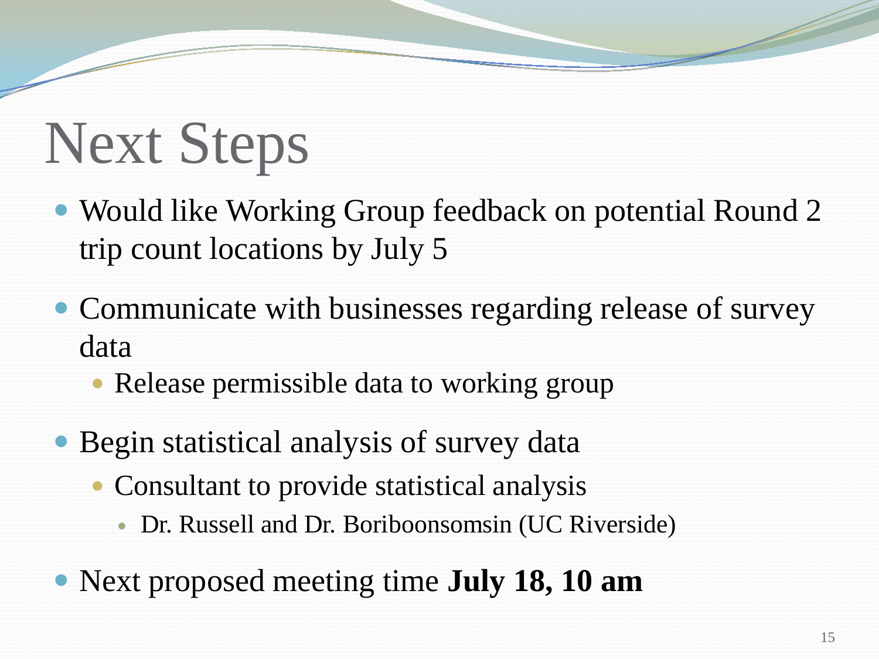# Next Steps

- Would like Working Group feedback on potential Round 2 trip count locations by July 5
- Communicate with businesses regarding release of survey data
  - Release permissible data to working group
- Begin statistical analysis of survey data
  - Consultant to provide statistical analysis
    - Dr. Russell and Dr. Boriboonsomsin (UC Riverside)
- Next proposed meeting time **July 18, 10 am**